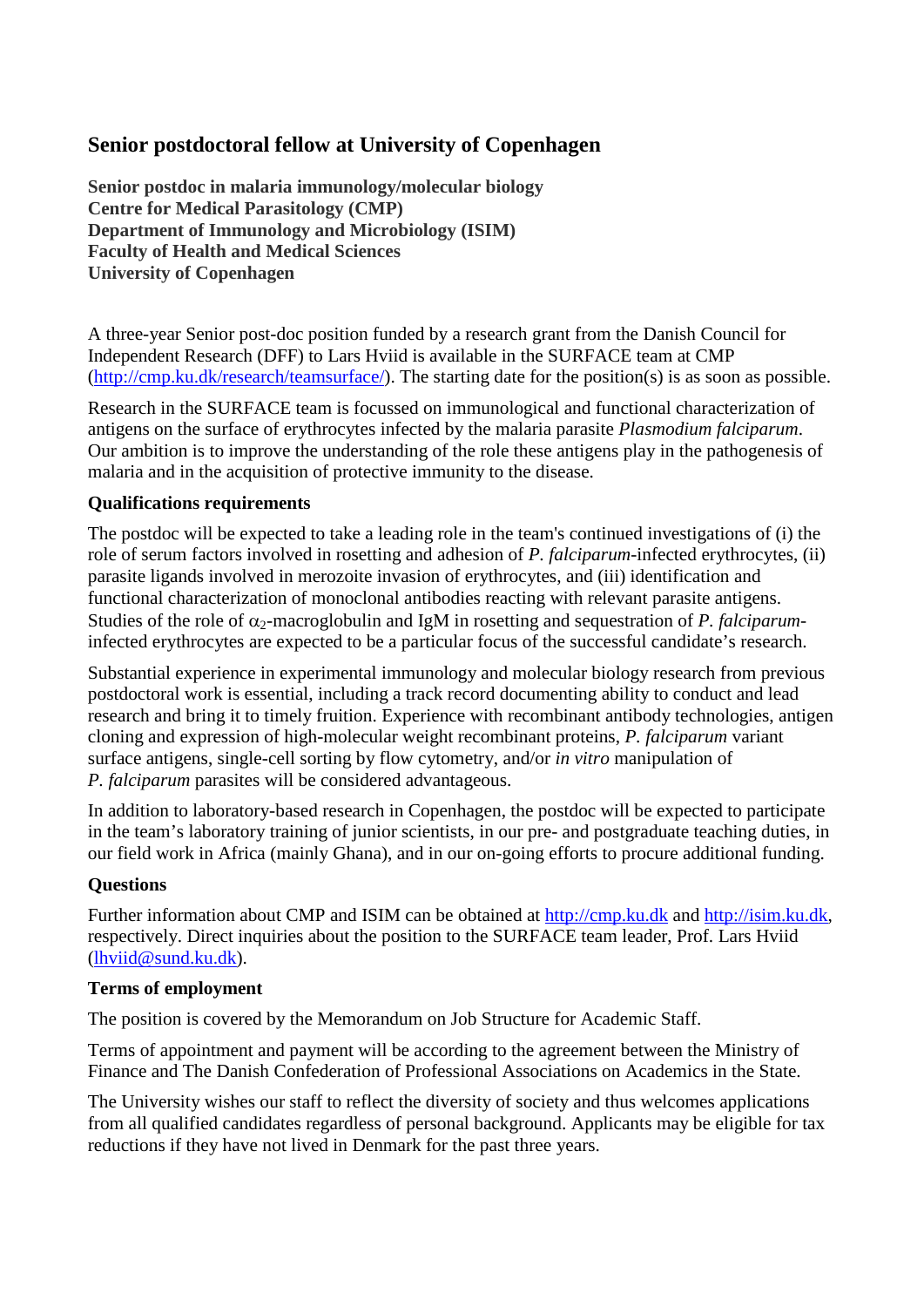# Senior postdoctoral fellow at University of Copenhagen

**Senior postdoc in malaria immunology/molecular biology**
**Centre for Medical Parasitology (CMP)**
**Department of Immunology and Microbiology (ISIM)**
**Faculty of Health and Medical Sciences**
**University of Copenhagen**

A three-year Senior post-doc position funded by a research grant from the Danish Council for Independent Research (DFF) to Lars Hviid is available in the SURFACE team at CMP (http://cmp.ku.dk/research/teamsurface/). The starting date for the position(s) is as soon as possible.

Research in the SURFACE team is focussed on immunological and functional characterization of antigens on the surface of erythrocytes infected by the malaria parasite *Plasmodium falciparum*. Our ambition is to improve the understanding of the role these antigens play in the pathogenesis of malaria and in the acquisition of protective immunity to the disease.

**Qualifications requirements**

The postdoc will be expected to take a leading role in the team's continued investigations of (i) the role of serum factors involved in rosetting and adhesion of *P. falciparum*-infected erythrocytes, (ii) parasite ligands involved in merozoite invasion of erythrocytes, and (iii) identification and functional characterization of monoclonal antibodies reacting with relevant parasite antigens. Studies of the role of $\alpha_2$-macroglobulin and IgM in rosetting and sequestration of *P. falciparum*-infected erythrocytes are expected to be a particular focus of the successful candidate's research.

Substantial experience in experimental immunology and molecular biology research from previous postdoctoral work is essential, including a track record documenting ability to conduct and lead research and bring it to timely fruition. Experience with recombinant antibody technologies, antigen cloning and expression of high-molecular weight recombinant proteins, *P. falciparum* variant surface antigens, single-cell sorting by flow cytometry, and/or *in vitro* manipulation of *P. falciparum* parasites will be considered advantageous.

In addition to laboratory-based research in Copenhagen, the postdoc will be expected to participate in the team's laboratory training of junior scientists, in our pre- and postgraduate teaching duties, in our field work in Africa (mainly Ghana), and in our on-going efforts to procure additional funding.

**Questions**

Further information about CMP and ISIM can be obtained at http://cmp.ku.dk and http://isim.ku.dk, respectively. Direct inquiries about the position to the SURFACE team leader, Prof. Lars Hviid (lhviid@sund.ku.dk).

**Terms of employment**

The position is covered by the Memorandum on Job Structure for Academic Staff.

Terms of appointment and payment will be according to the agreement between the Ministry of Finance and The Danish Confederation of Professional Associations on Academics in the State.

The University wishes our staff to reflect the diversity of society and thus welcomes applications from all qualified candidates regardless of personal background. Applicants may be eligible for tax reductions if they have not lived in Denmark for the past three years.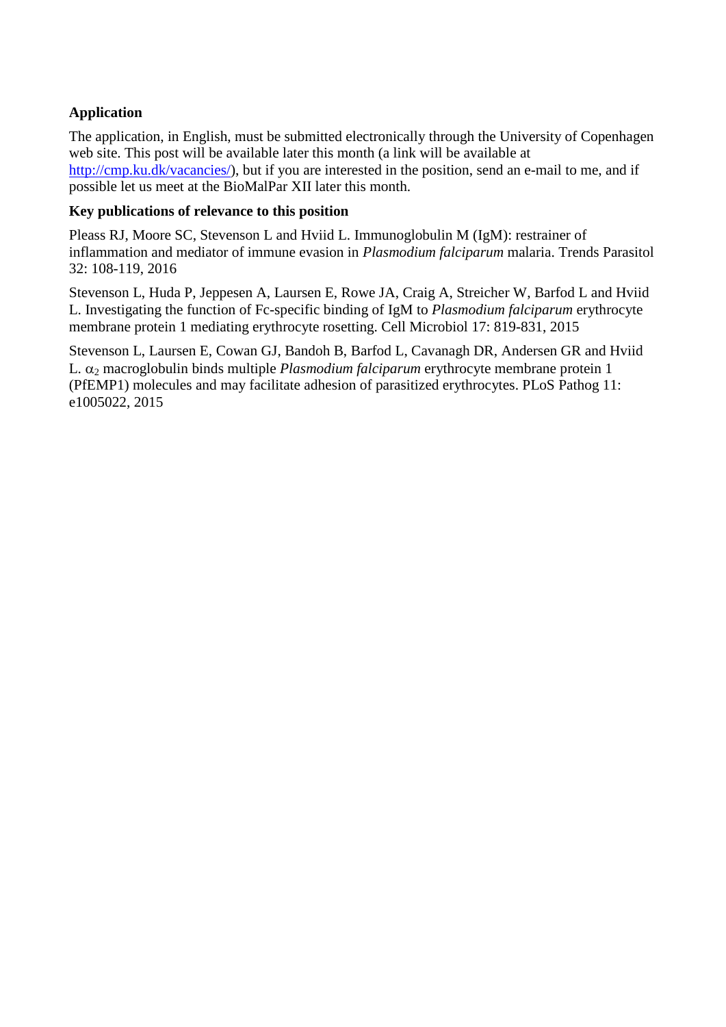**Application**

The application, in English, must be submitted electronically through the University of Copenhagen web site. This post will be available later this month (a link will be available at http://cmp.ku.dk/vacancies/), but if you are interested in the position, send an e-mail to me, and if possible let us meet at the BioMalPar XII later this month.

**Key publications of relevance to this position**

Pleass RJ, Moore SC, Stevenson L and Hviid L. Immunoglobulin M (IgM): restrainer of inflammation and mediator of immune evasion in *Plasmodium falciparum* malaria. Trends Parasitol 32: 108-119, 2016

Stevenson L, Huda P, Jeppesen A, Laursen E, Rowe JA, Craig A, Streicher W, Barfod L and Hviid L. Investigating the function of Fc-specific binding of IgM to *Plasmodium falciparum* erythrocyte membrane protein 1 mediating erythrocyte rosetting. Cell Microbiol 17: 819-831, 2015

Stevenson L, Laursen E, Cowan GJ, Bandoh B, Barfod L, Cavanagh DR, Andersen GR and Hviid L. $\alpha_2$ macroglobulin binds multiple *Plasmodium falciparum* erythrocyte membrane protein 1 (PfEMP1) molecules and may facilitate adhesion of parasitized erythrocytes. PLoS Pathog 11: e1005022, 2015